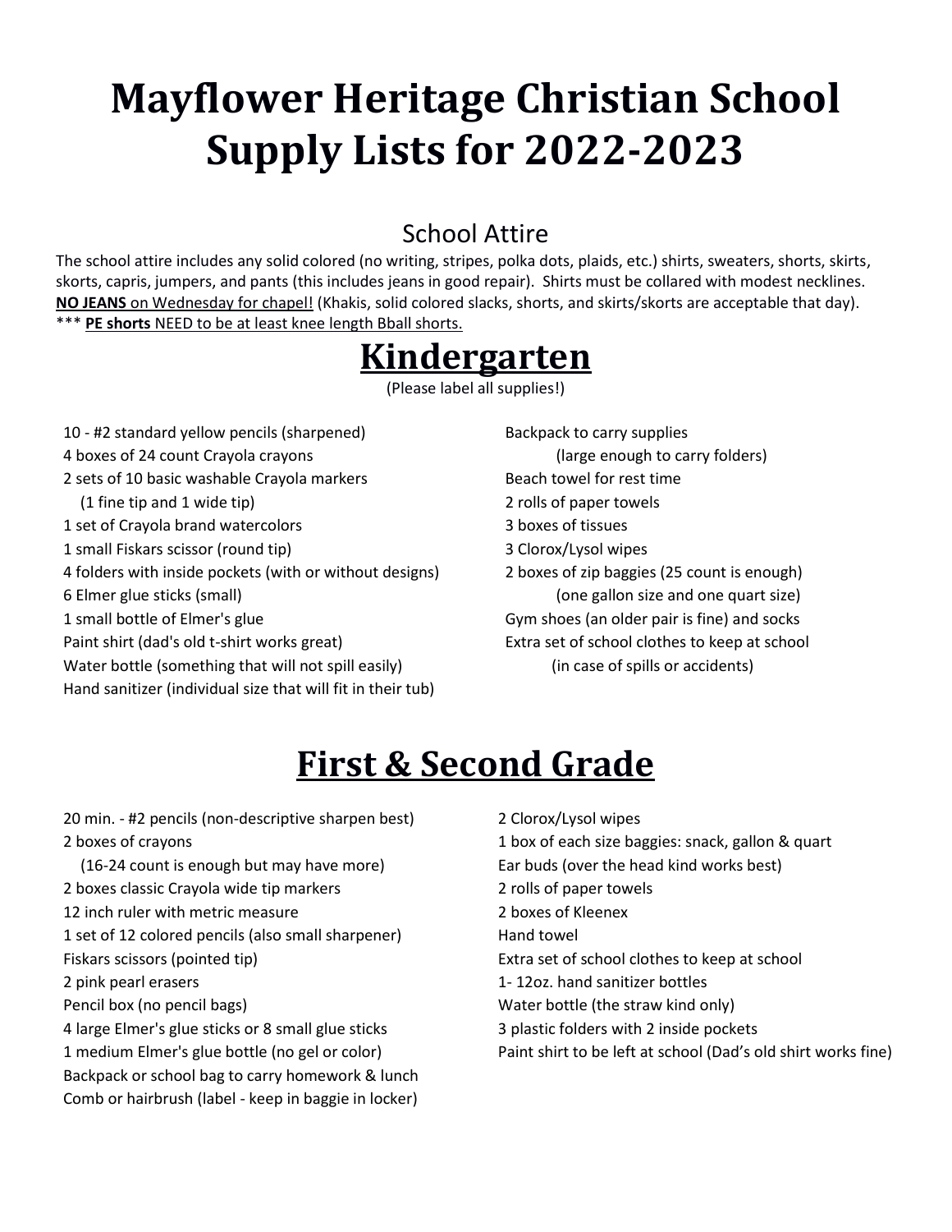# Mayflower Heritage Christian School Supply Lists for 2022-2023

## School Attire

The school attire includes any solid colored (no writing, stripes, polka dots, plaids, etc.) shirts, sweaters, shorts, skirts, skorts, capris, jumpers, and pants (this includes jeans in good repair). Shirts must be collared with modest necklines. **NO JEANS** on Wednesday for chapel! (Khakis, solid colored slacks, shorts, and skirts/skorts are acceptable that day).
*** **PE shorts** NEED to be at least knee length Bball shorts.

## Kindergarten

(Please label all supplies!)

- 10 - #2 standard yellow pencils (sharpened)
- 4 boxes of 24 count Crayola crayons
- 2 sets of 10 basic washable Crayola markers (1 fine tip and 1 wide tip)
- 1 set of Crayola brand watercolors
- 1 small Fiskars scissor (round tip)
- 4 folders with inside pockets (with or without designs)
- 6 Elmer glue sticks (small)
- 1 small bottle of Elmer's glue
- Paint shirt (dad's old t-shirt works great)
- Water bottle (something that will not spill easily)
- Hand sanitizer (individual size that will fit in their tub)
- Backpack to carry supplies (large enough to carry folders)
- Beach towel for rest time
- 2 rolls of paper towels
- 3 boxes of tissues
- 3 Clorox/Lysol wipes
- 2 boxes of zip baggies (25 count is enough) (one gallon size and one quart size)
- Gym shoes (an older pair is fine) and socks
- Extra set of school clothes to keep at school (in case of spills or accidents)

## First & Second Grade

- 20 min. - #2 pencils (non-descriptive sharpen best)
- 2 boxes of crayons (16-24 count is enough but may have more)
- 2 boxes classic Crayola wide tip markers
- 12 inch ruler with metric measure
- 1 set of 12 colored pencils (also small sharpener)
- Fiskars scissors (pointed tip)
- 2 pink pearl erasers
- Pencil box (no pencil bags)
- 4 large Elmer's glue sticks or 8 small glue sticks
- 1 medium Elmer's glue bottle (no gel or color)
- Backpack or school bag to carry homework & lunch
- Comb or hairbrush (label - keep in baggie in locker)
- 2 Clorox/Lysol wipes
- 1 box of each size baggies: snack, gallon & quart
- Ear buds (over the head kind works best)
- 2 rolls of paper towels
- 2 boxes of Kleenex
- Hand towel
- Extra set of school clothes to keep at school
- 1- 12oz. hand sanitizer bottles
- Water bottle (the straw kind only)
- 3 plastic folders with 2 inside pockets
- Paint shirt to be left at school (Dad's old shirt works fine)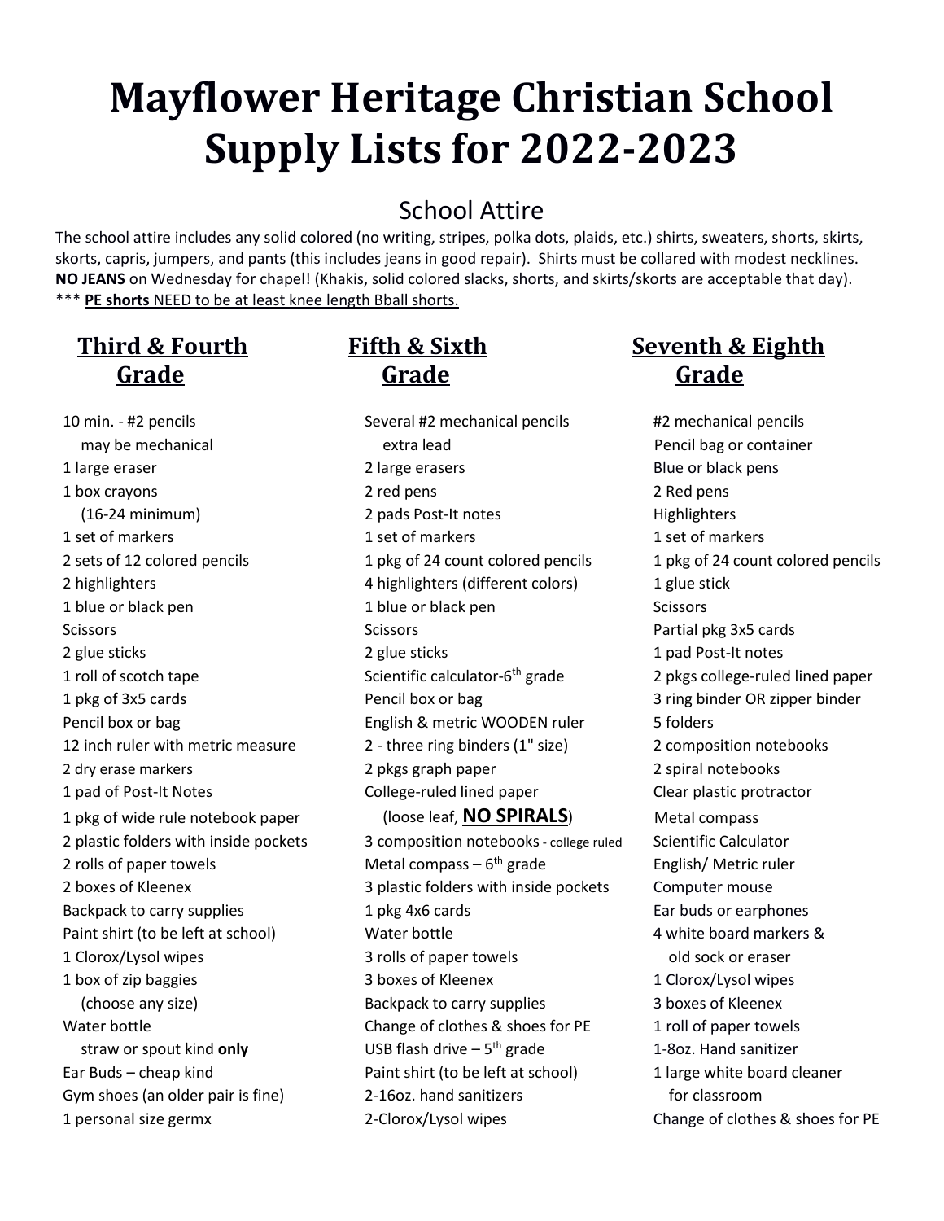# Mayflower Heritage Christian School Supply Lists for 2022-2023

## School Attire

The school attire includes any solid colored (no writing, stripes, polka dots, plaids, etc.) shirts, sweaters, shorts, skirts, skorts, capris, jumpers, and pants (this includes jeans in good repair). Shirts must be collared with modest necklines. **NO JEANS** on Wednesday for chapel! (Khakis, solid colored slacks, shorts, and skirts/skorts are acceptable that day).
*** **PE shorts** NEED to be at least knee length Bball shorts.

## Third & Fourth Grade

- 10 min. - #2 pencils may be mechanical
- 1 large eraser
- 1 box crayons (16-24 minimum)
- 1 set of markers
- 2 sets of 12 colored pencils
- 2 highlighters
- 1 blue or black pen
- Scissors
- 2 glue sticks
- 1 roll of scotch tape
- 1 pkg of 3x5 cards
- Pencil box or bag
- 12 inch ruler with metric measure
- 2 dry erase markers
- 1 pad of Post-It Notes
- 1 pkg of wide rule notebook paper
- 2 plastic folders with inside pockets
- 2 rolls of paper towels
- 2 boxes of Kleenex
- Backpack to carry supplies
- Paint shirt (to be left at school)
- 1 Clorox/Lysol wipes
- 1 box of zip baggies (choose any size)
- Water bottle straw or spout kind **only**
- Ear Buds – cheap kind
- Gym shoes (an older pair is fine)
- 1 personal size germx

## Fifth & Sixth Grade

- Several #2 mechanical pencils extra lead
- 2 large erasers
- 2 red pens
- 2 pads Post-It notes
- 1 set of markers
- 1 pkg of 24 count colored pencils
- 4 highlighters (different colors)
- 1 blue or black pen
- Scissors
- 2 glue sticks
- Scientific calculator-6th grade
- Pencil box or bag
- English & metric WOODEN ruler
- 2 - three ring binders (1" size)
- 2 pkgs graph paper
- College-ruled lined paper (loose leaf, **NO SPIRALS**)
- 3 composition notebooks - college ruled
- Metal compass – 6th grade
- 3 plastic folders with inside pockets
- 1 pkg 4x6 cards
- Water bottle
- 3 rolls of paper towels
- 3 boxes of Kleenex
- Backpack to carry supplies
- Change of clothes & shoes for PE
- USB flash drive – 5th grade
- Paint shirt (to be left at school)
- 2-16oz. hand sanitizers
- 2-Clorox/Lysol wipes

## Seventh & Eighth Grade

- #2 mechanical pencils
- Pencil bag or container
- Blue or black pens
- 2 Red pens
- Highlighters
- 1 set of markers
- 1 pkg of 24 count colored pencils
- 1 glue stick
- Scissors
- Partial pkg 3x5 cards
- 1 pad Post-It notes
- 2 pkgs college-ruled lined paper
- 3 ring binder OR zipper binder
- 5 folders
- 2 composition notebooks
- 2 spiral notebooks
- Clear plastic protractor
- Metal compass
- Scientific Calculator
- English/ Metric ruler
- Computer mouse
- Ear buds or earphones
- 4 white board markers & old sock or eraser
- 1 Clorox/Lysol wipes
- 3 boxes of Kleenex
- 1 roll of paper towels
- 1-8oz. Hand sanitizer
- 1 large white board cleaner for classroom
- Change of clothes & shoes for PE